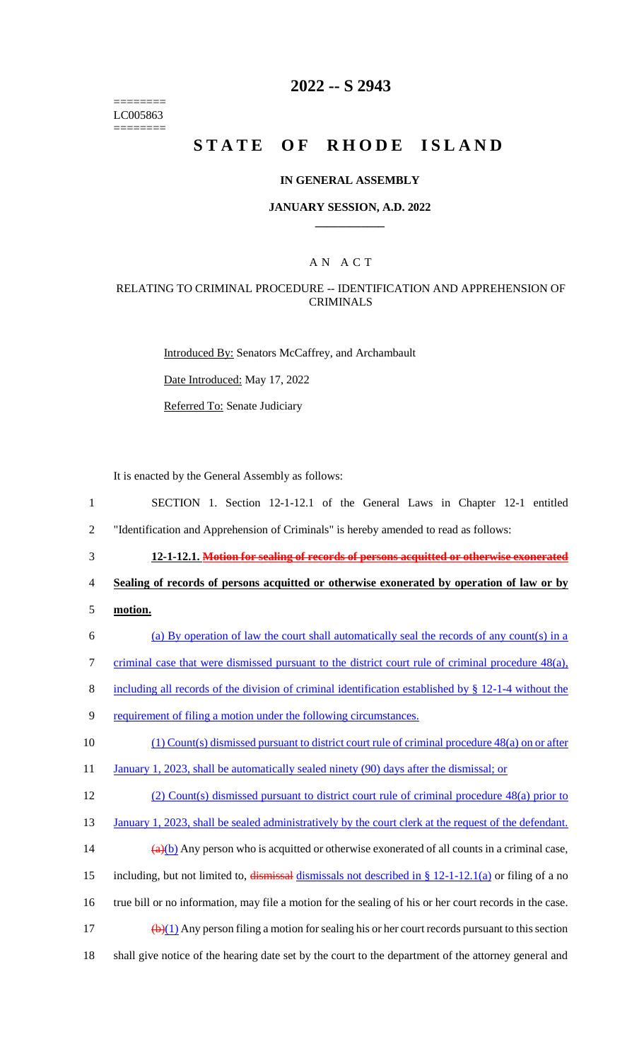========
LC005863
========

# 2022 -- S 2943

# STATE OF RHODE ISLAND

## IN GENERAL ASSEMBLY

## JANUARY SESSION, A.D. 2022

## A N A C T

### RELATING TO CRIMINAL PROCEDURE -- IDENTIFICATION AND APPREHENSION OF CRIMINALS

Introduced By: Senators McCaffrey, and Archambault

Date Introduced: May 17, 2022

Referred To: Senate Judiciary

It is enacted by the General Assembly as follows:

1 SECTION 1. Section 12-1-12.1 of the General Laws in Chapter 12-1 entitled
2 "Identification and Apprehension of Criminals" is hereby amended to read as follows:

3 **12-1-12.1. ~~Motion for sealing of records of persons acquitted or otherwise exonerated~~**
4 **Sealing of records of persons acquitted or otherwise exonerated by operation of law or by**
5 **motion.**

6 (a) By operation of law the court shall automatically seal the records of any count(s) in a
7 criminal case that were dismissed pursuant to the district court rule of criminal procedure 48(a),
8 including all records of the division of criminal identification established by § 12-1-4 without the
9 requirement of filing a motion under the following circumstances.

10 (1) Count(s) dismissed pursuant to district court rule of criminal procedure 48(a) on or after
11 January 1, 2023, shall be automatically sealed ninety (90) days after the dismissal; or

12 (2) Count(s) dismissed pursuant to district court rule of criminal procedure 48(a) prior to
13 January 1, 2023, shall be sealed administratively by the court clerk at the request of the defendant.

14 ~~(a)~~(b) Any person who is acquitted or otherwise exonerated of all counts in a criminal case,
15 including, but not limited to, ~~dismissal~~ dismissals not described in § 12-1-12.1(a) or filing of a no
16 true bill or no information, may file a motion for the sealing of his or her court records in the case.

17 ~~(b)~~(1) Any person filing a motion for sealing his or her court records pursuant to this section
18 shall give notice of the hearing date set by the court to the department of the attorney general and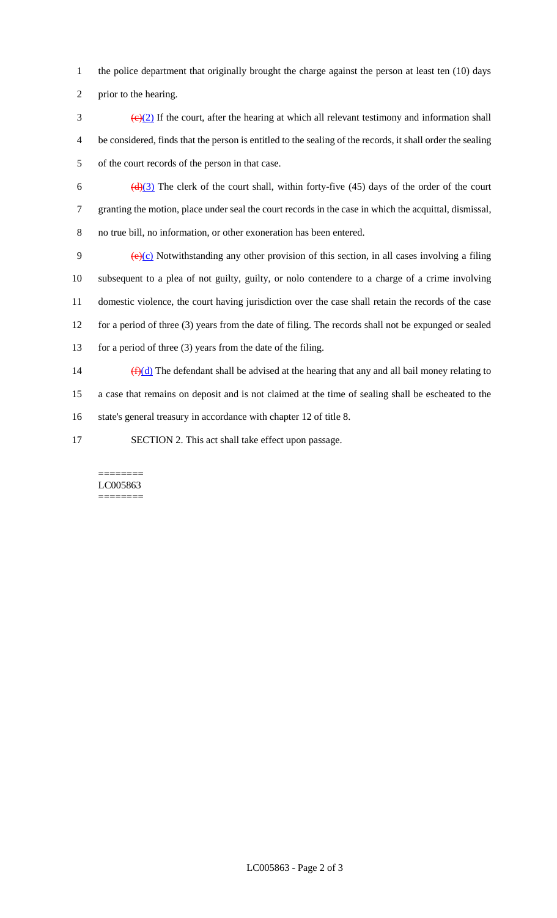the police department that originally brought the charge against the person at least ten (10) days prior to the hearing.

~~(c)~~(2) If the court, after the hearing at which all relevant testimony and information shall be considered, finds that the person is entitled to the sealing of the records, it shall order the sealing of the court records of the person in that case.

~~(d)~~(3) The clerk of the court shall, within forty-five (45) days of the order of the court granting the motion, place under seal the court records in the case in which the acquittal, dismissal, no true bill, no information, or other exoneration has been entered.

~~(e)~~(c) Notwithstanding any other provision of this section, in all cases involving a filing subsequent to a plea of not guilty, guilty, or nolo contendere to a charge of a crime involving domestic violence, the court having jurisdiction over the case shall retain the records of the case for a period of three (3) years from the date of filing. The records shall not be expunged or sealed for a period of three (3) years from the date of the filing.

~~(f)~~(d) The defendant shall be advised at the hearing that any and all bail money relating to a case that remains on deposit and is not claimed at the time of sealing shall be escheated to the state's general treasury in accordance with chapter 12 of title 8.

SECTION 2. This act shall take effect upon passage.

========
LC005863
========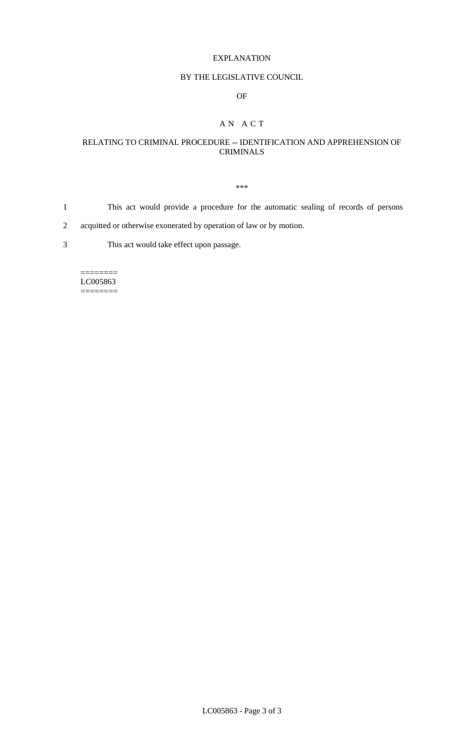EXPLANATION

BY THE LEGISLATIVE COUNCIL

OF

A N A C T

RELATING TO CRIMINAL PROCEDURE -- IDENTIFICATION AND APPREHENSION OF CRIMINALS

\*\*\*

1 This act would provide a procedure for the automatic sealing of records of persons

2 acquitted or otherwise exonerated by operation of law or by motion.

3 This act would take effect upon passage.

========
LC005863
========